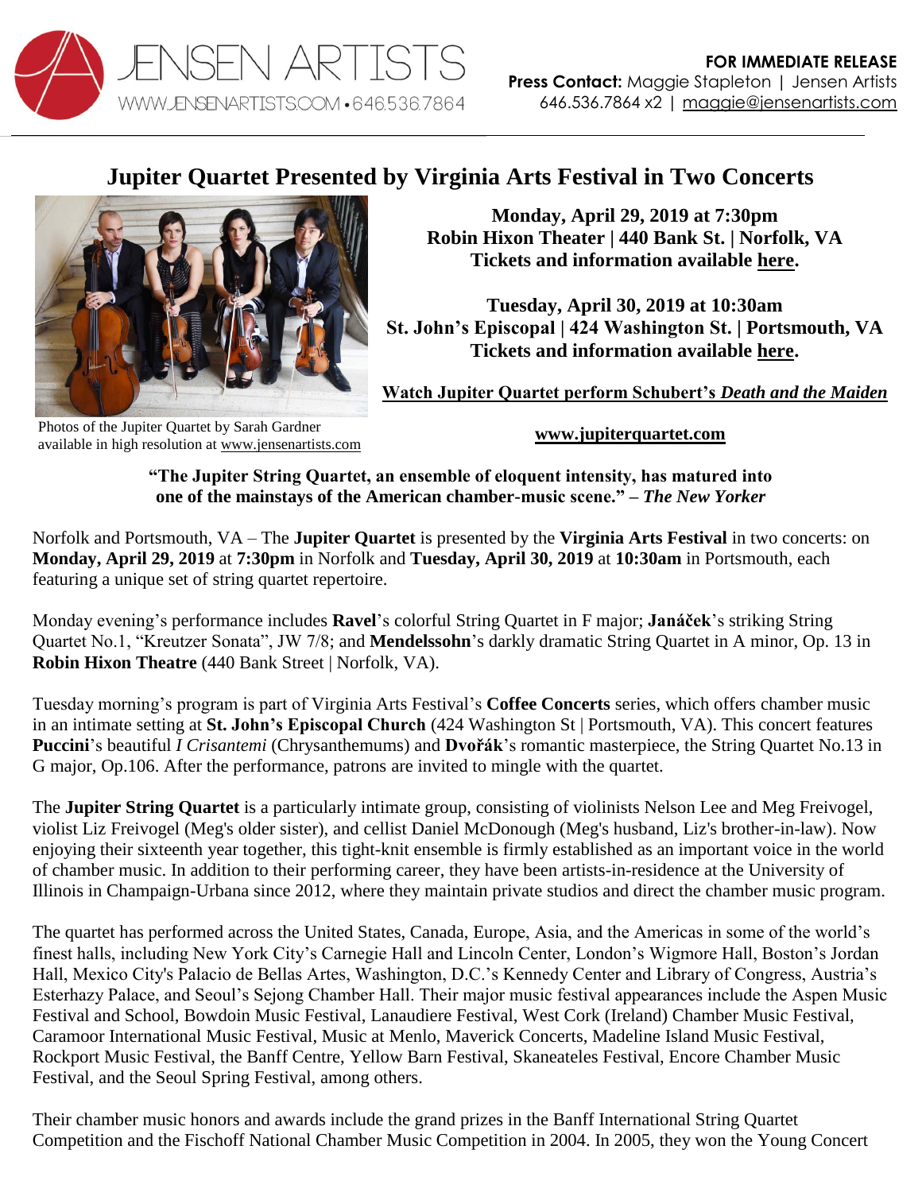JENSEN ARTISTS
WWW.JENSENARTISTS.COM • 646.536.7864

**FOR IMMEDIATE RELEASE**
**Press Contact:** Maggie Stapleton | Jensen Artists
646.536.7864 x2 | maggie@jensenartists.com

# Jupiter Quartet Presented by Virginia Arts Festival in Two Concerts

**Monday, April 29, 2019 at 7:30pm**
**Robin Hixon Theater | 440 Bank St. | Norfolk, VA**
**Tickets and information available here.**

**Tuesday, April 30, 2019 at 10:30am**
**St. John's Episcopal | 424 Washington St. | Portsmouth, VA**
**Tickets and information available here.**

**Watch Jupiter Quartet perform Schubert's *Death and the Maiden***

**www.jupiterquartet.com**

Photos of the Jupiter Quartet by Sarah Gardner available in high resolution at www.jensenartists.com

**"The Jupiter String Quartet, an ensemble of eloquent intensity, has matured into one of the mainstays of the American chamber-music scene." – *The New Yorker***

Norfolk and Portsmouth, VA – The **Jupiter Quartet** is presented by the **Virginia Arts Festival** in two concerts: on **Monday, April 29, 2019** at **7:30pm** in Norfolk and **Tuesday, April 30, 2019** at **10:30am** in Portsmouth, each featuring a unique set of string quartet repertoire.

Monday evening's performance includes **Ravel**'s colorful String Quartet in F major; **Janáček**'s striking String Quartet No.1, "Kreutzer Sonata", JW 7/8; and **Mendelssohn**'s darkly dramatic String Quartet in A minor, Op. 13 in **Robin Hixon Theatre** (440 Bank Street | Norfolk, VA).

Tuesday morning's program is part of Virginia Arts Festival's **Coffee Concerts** series, which offers chamber music in an intimate setting at **St. John's Episcopal Church** (424 Washington St | Portsmouth, VA). This concert features **Puccini**'s beautiful *I Crisantemi* (Chrysanthemums) and **Dvořák**'s romantic masterpiece, the String Quartet No.13 in G major, Op.106. After the performance, patrons are invited to mingle with the quartet.

The **Jupiter String Quartet** is a particularly intimate group, consisting of violinists Nelson Lee and Meg Freivogel, violist Liz Freivogel (Meg's older sister), and cellist Daniel McDonough (Meg's husband, Liz's brother-in-law). Now enjoying their sixteenth year together, this tight-knit ensemble is firmly established as an important voice in the world of chamber music. In addition to their performing career, they have been artists-in-residence at the University of Illinois in Champaign-Urbana since 2012, where they maintain private studios and direct the chamber music program.

The quartet has performed across the United States, Canada, Europe, Asia, and the Americas in some of the world's finest halls, including New York City's Carnegie Hall and Lincoln Center, London's Wigmore Hall, Boston's Jordan Hall, Mexico City's Palacio de Bellas Artes, Washington, D.C.'s Kennedy Center and Library of Congress, Austria's Esterhazy Palace, and Seoul's Sejong Chamber Hall. Their major music festival appearances include the Aspen Music Festival and School, Bowdoin Music Festival, Lanaudiere Festival, West Cork (Ireland) Chamber Music Festival, Caramoor International Music Festival, Music at Menlo, Maverick Concerts, Madeline Island Music Festival, Rockport Music Festival, the Banff Centre, Yellow Barn Festival, Skaneateles Festival, Encore Chamber Music Festival, and the Seoul Spring Festival, among others.

Their chamber music honors and awards include the grand prizes in the Banff International String Quartet Competition and the Fischoff National Chamber Music Competition in 2004. In 2005, they won the Young Concert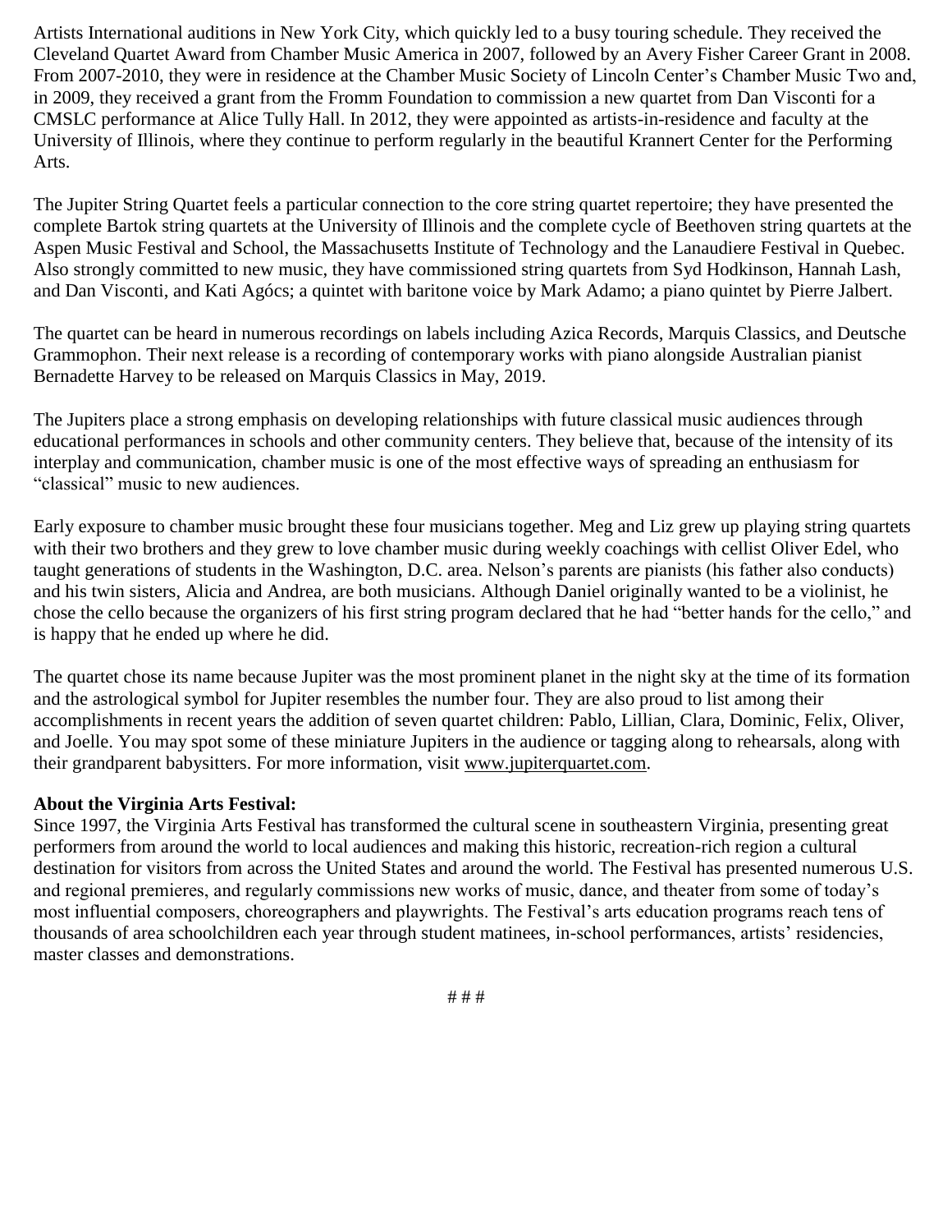Artists International auditions in New York City, which quickly led to a busy touring schedule. They received the Cleveland Quartet Award from Chamber Music America in 2007, followed by an Avery Fisher Career Grant in 2008. From 2007-2010, they were in residence at the Chamber Music Society of Lincoln Center's Chamber Music Two and, in 2009, they received a grant from the Fromm Foundation to commission a new quartet from Dan Visconti for a CMSLC performance at Alice Tully Hall. In 2012, they were appointed as artists-in-residence and faculty at the University of Illinois, where they continue to perform regularly in the beautiful Krannert Center for the Performing Arts.

The Jupiter String Quartet feels a particular connection to the core string quartet repertoire; they have presented the complete Bartok string quartets at the University of Illinois and the complete cycle of Beethoven string quartets at the Aspen Music Festival and School, the Massachusetts Institute of Technology and the Lanaudiere Festival in Quebec. Also strongly committed to new music, they have commissioned string quartets from Syd Hodkinson, Hannah Lash, and Dan Visconti, and Kati Agócs; a quintet with baritone voice by Mark Adamo; a piano quintet by Pierre Jalbert.

The quartet can be heard in numerous recordings on labels including Azica Records, Marquis Classics, and Deutsche Grammophon. Their next release is a recording of contemporary works with piano alongside Australian pianist Bernadette Harvey to be released on Marquis Classics in May, 2019.

The Jupiters place a strong emphasis on developing relationships with future classical music audiences through educational performances in schools and other community centers. They believe that, because of the intensity of its interplay and communication, chamber music is one of the most effective ways of spreading an enthusiasm for "classical" music to new audiences.

Early exposure to chamber music brought these four musicians together. Meg and Liz grew up playing string quartets with their two brothers and they grew to love chamber music during weekly coachings with cellist Oliver Edel, who taught generations of students in the Washington, D.C. area. Nelson's parents are pianists (his father also conducts) and his twin sisters, Alicia and Andrea, are both musicians. Although Daniel originally wanted to be a violinist, he chose the cello because the organizers of his first string program declared that he had "better hands for the cello," and is happy that he ended up where he did.

The quartet chose its name because Jupiter was the most prominent planet in the night sky at the time of its formation and the astrological symbol for Jupiter resembles the number four. They are also proud to list among their accomplishments in recent years the addition of seven quartet children: Pablo, Lillian, Clara, Dominic, Felix, Oliver, and Joelle. You may spot some of these miniature Jupiters in the audience or tagging along to rehearsals, along with their grandparent babysitters. For more information, visit www.jupiterquartet.com.

**About the Virginia Arts Festival:**

Since 1997, the Virginia Arts Festival has transformed the cultural scene in southeastern Virginia, presenting great performers from around the world to local audiences and making this historic, recreation-rich region a cultural destination for visitors from across the United States and around the world. The Festival has presented numerous U.S. and regional premieres, and regularly commissions new works of music, dance, and theater from some of today's most influential composers, choreographers and playwrights. The Festival's arts education programs reach tens of thousands of area schoolchildren each year through student matinees, in-school performances, artists' residencies, master classes and demonstrations.

# # #